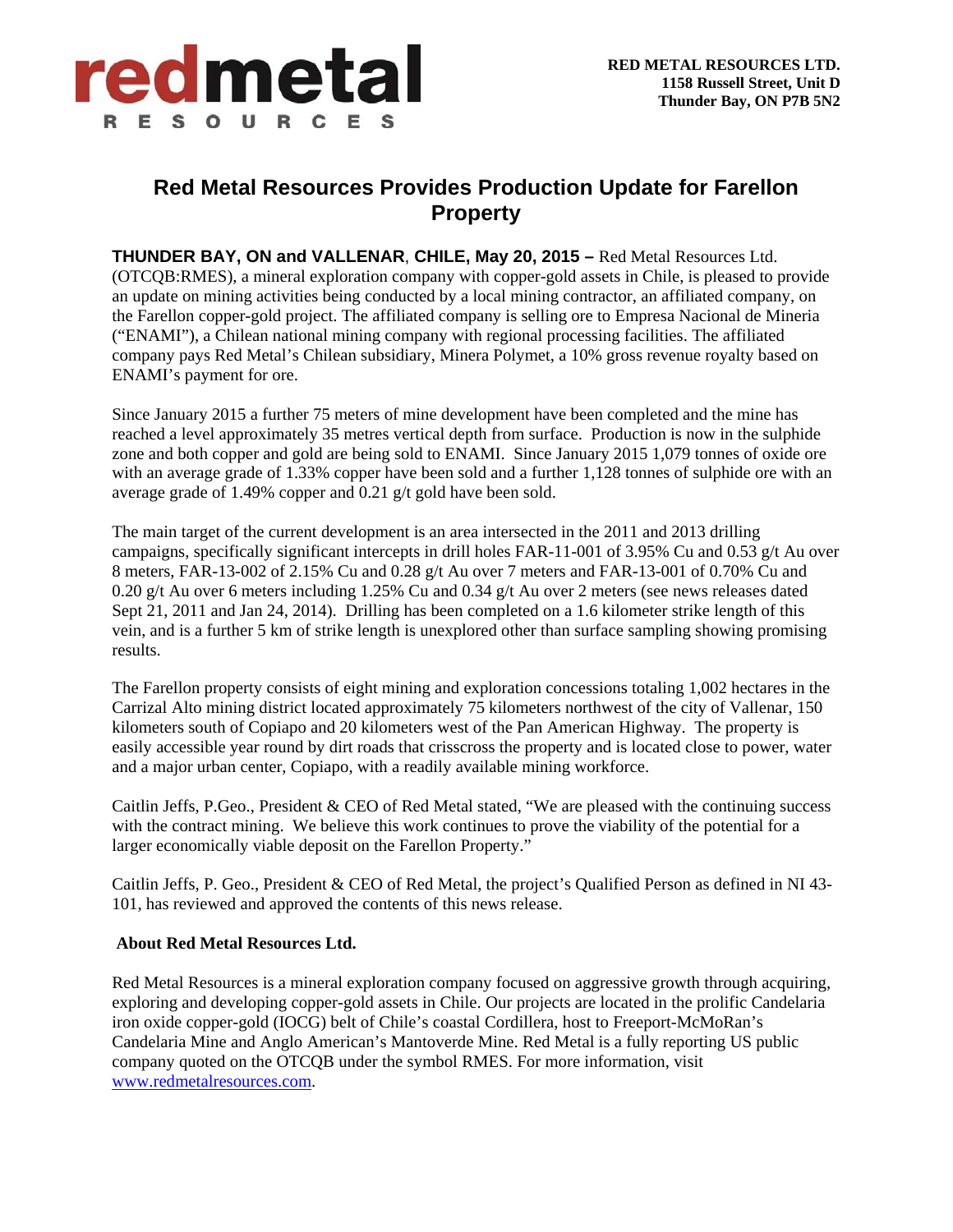**RED METAL RESOURCES LTD.**
**1158 Russell Street, Unit D**
**Thunder Bay, ON P7B 5N2**

# Red Metal Resources Provides Production Update for Farellon Property

**THUNDER BAY, ON and VALLENAR, CHILE, May 20, 2015 –** Red Metal Resources Ltd. (OTCQB:RMES), a mineral exploration company with copper-gold assets in Chile, is pleased to provide an update on mining activities being conducted by a local mining contractor, an affiliated company, on the Farellon copper-gold project. The affiliated company is selling ore to Empresa Nacional de Mineria ("ENAMI"), a Chilean national mining company with regional processing facilities. The affiliated company pays Red Metal's Chilean subsidiary, Minera Polymet, a 10% gross revenue royalty based on ENAMI's payment for ore.

Since January 2015 a further 75 meters of mine development have been completed and the mine has reached a level approximately 35 metres vertical depth from surface. Production is now in the sulphide zone and both copper and gold are being sold to ENAMI. Since January 2015 1,079 tonnes of oxide ore with an average grade of 1.33% copper have been sold and a further 1,128 tonnes of sulphide ore with an average grade of 1.49% copper and 0.21 g/t gold have been sold.

The main target of the current development is an area intersected in the 2011 and 2013 drilling campaigns, specifically significant intercepts in drill holes FAR-11-001 of 3.95% Cu and 0.53 g/t Au over 8 meters, FAR-13-002 of 2.15% Cu and 0.28 g/t Au over 7 meters and FAR-13-001 of 0.70% Cu and 0.20 g/t Au over 6 meters including 1.25% Cu and 0.34 g/t Au over 2 meters (see news releases dated Sept 21, 2011 and Jan 24, 2014). Drilling has been completed on a 1.6 kilometer strike length of this vein, and is a further 5 km of strike length is unexplored other than surface sampling showing promising results.

The Farellon property consists of eight mining and exploration concessions totaling 1,002 hectares in the Carrizal Alto mining district located approximately 75 kilometers northwest of the city of Vallenar, 150 kilometers south of Copiapo and 20 kilometers west of the Pan American Highway. The property is easily accessible year round by dirt roads that crisscross the property and is located close to power, water and a major urban center, Copiapo, with a readily available mining workforce.

Caitlin Jeffs, P.Geo., President & CEO of Red Metal stated, "We are pleased with the continuing success with the contract mining. We believe this work continues to prove the viability of the potential for a larger economically viable deposit on the Farellon Property."

Caitlin Jeffs, P. Geo., President & CEO of Red Metal, the project's Qualified Person as defined in NI 43-101, has reviewed and approved the contents of this news release.

**About Red Metal Resources Ltd.**

Red Metal Resources is a mineral exploration company focused on aggressive growth through acquiring, exploring and developing copper-gold assets in Chile. Our projects are located in the prolific Candelaria iron oxide copper-gold (IOCG) belt of Chile's coastal Cordillera, host to Freeport-McMoRan's Candelaria Mine and Anglo American's Mantoverde Mine. Red Metal is a fully reporting US public company quoted on the OTCQB under the symbol RMES. For more information, visit www.redmetalresources.com.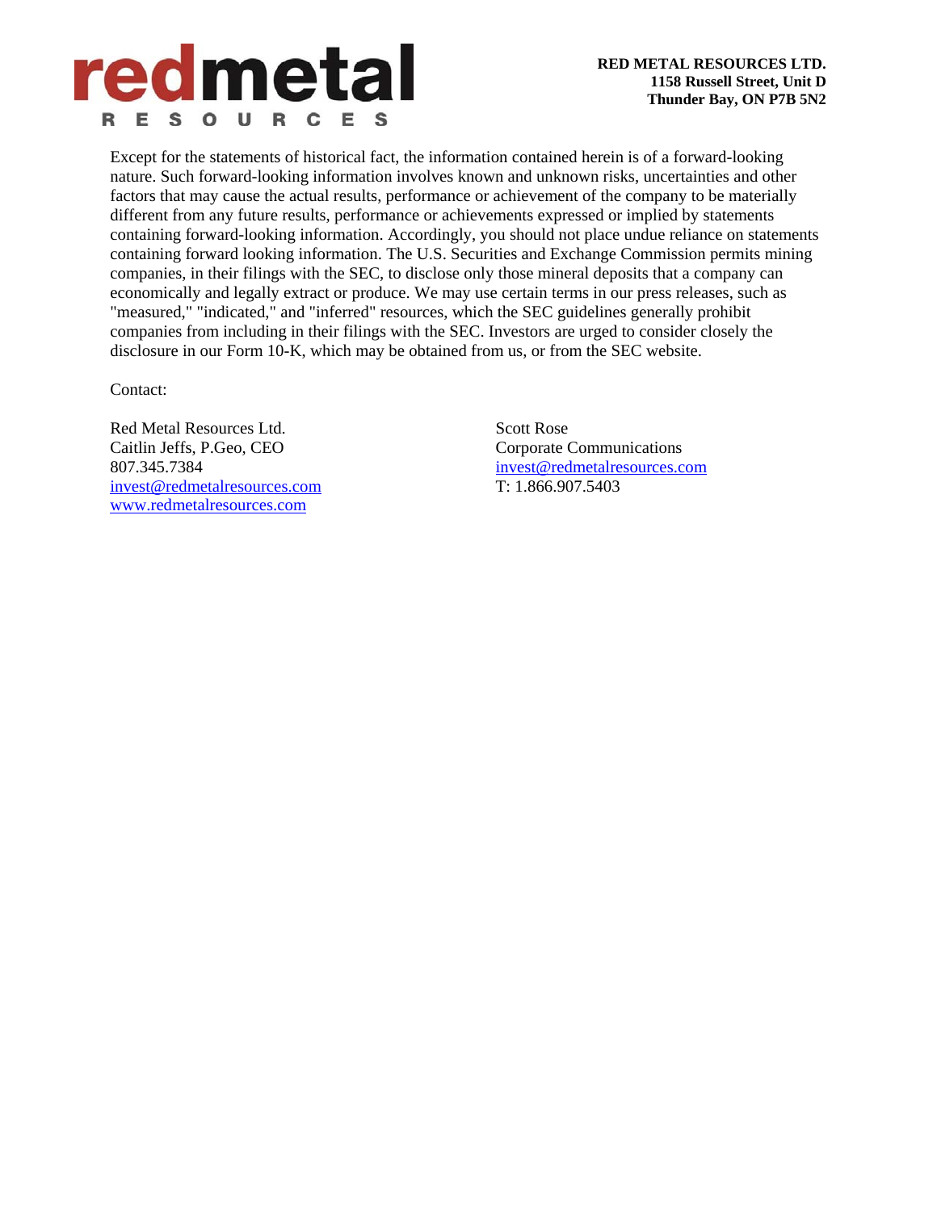**RED METAL RESOURCES LTD.**
**1158 Russell Street, Unit D**
**Thunder Bay, ON P7B 5N2**

Except for the statements of historical fact, the information contained herein is of a forward-looking nature. Such forward-looking information involves known and unknown risks, uncertainties and other factors that may cause the actual results, performance or achievement of the company to be materially different from any future results, performance or achievements expressed or implied by statements containing forward-looking information. Accordingly, you should not place undue reliance on statements containing forward looking information. The U.S. Securities and Exchange Commission permits mining companies, in their filings with the SEC, to disclose only those mineral deposits that a company can economically and legally extract or produce. We may use certain terms in our press releases, such as "measured," "indicated," and "inferred" resources, which the SEC guidelines generally prohibit companies from including in their filings with the SEC. Investors are urged to consider closely the disclosure in our Form 10-K, which may be obtained from us, or from the SEC website.

Contact:

Red Metal Resources Ltd.
Caitlin Jeffs, P.Geo, CEO
807.345.7384
invest@redmetalresources.com
www.redmetalresources.com

Scott Rose
Corporate Communications
invest@redmetalresources.com
T: 1.866.907.5403